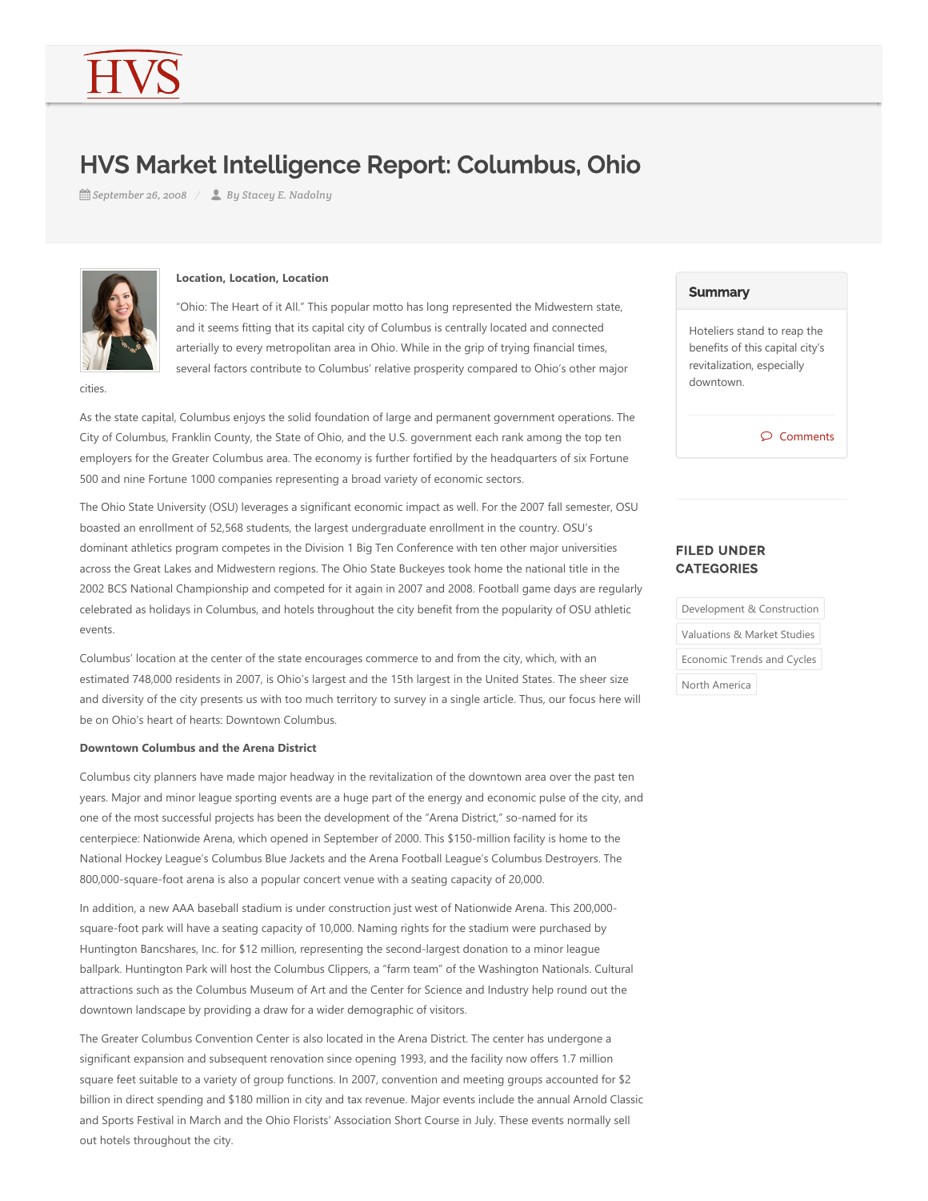# HVS Market Intelligence Report: Columbus, Ohio

*September 26, 2008* / *By Stacey E. Nadolny*

**Location, Location, Location**

"Ohio: The Heart of it All." This popular motto has long represented the Midwestern state, and it seems fitting that its capital city of Columbus is centrally located and connected arterially to every metropolitan area in Ohio. While in the grip of trying financial times, several factors contribute to Columbus' relative prosperity compared to Ohio's other major cities.

As the state capital, Columbus enjoys the solid foundation of large and permanent government operations. The City of Columbus, Franklin County, the State of Ohio, and the U.S. government each rank among the top ten employers for the Greater Columbus area. The economy is further fortified by the headquarters of six Fortune 500 and nine Fortune 1000 companies representing a broad variety of economic sectors.

The Ohio State University (OSU) leverages a significant economic impact as well. For the 2007 fall semester, OSU boasted an enrollment of 52,568 students, the largest undergraduate enrollment in the country. OSU's dominant athletics program competes in the Division 1 Big Ten Conference with ten other major universities across the Great Lakes and Midwestern regions. The Ohio State Buckeyes took home the national title in the 2002 BCS National Championship and competed for it again in 2007 and 2008. Football game days are regularly celebrated as holidays in Columbus, and hotels throughout the city benefit from the popularity of OSU athletic events.

Columbus' location at the center of the state encourages commerce to and from the city, which, with an estimated 748,000 residents in 2007, is Ohio's largest and the 15th largest in the United States. The sheer size and diversity of the city presents us with too much territory to survey in a single article. Thus, our focus here will be on Ohio's heart of hearts: Downtown Columbus.

**Downtown Columbus and the Arena District**

Columbus city planners have made major headway in the revitalization of the downtown area over the past ten years. Major and minor league sporting events are a huge part of the energy and economic pulse of the city, and one of the most successful projects has been the development of the "Arena District," so-named for its centerpiece: Nationwide Arena, which opened in September of 2000. This $150-million facility is home to the National Hockey League's Columbus Blue Jackets and the Arena Football League's Columbus Destroyers. The 800,000-square-foot arena is also a popular concert venue with a seating capacity of 20,000.

In addition, a new AAA baseball stadium is under construction just west of Nationwide Arena. This 200,000-square-foot park will have a seating capacity of 10,000. Naming rights for the stadium were purchased by Huntington Bancshares, Inc. for $12 million, representing the second-largest donation to a minor league ballpark. Huntington Park will host the Columbus Clippers, a "farm team" of the Washington Nationals. Cultural attractions such as the Columbus Museum of Art and the Center for Science and Industry help round out the downtown landscape by providing a draw for a wider demographic of visitors.

The Greater Columbus Convention Center is also located in the Arena District. The center has undergone a significant expansion and subsequent renovation since opening 1993, and the facility now offers 1.7 million square feet suitable to a variety of group functions. In 2007, convention and meeting groups accounted for $2 billion in direct spending and $180 million in city and tax revenue. Major events include the annual Arnold Classic and Sports Festival in March and the Ohio Florists' Association Short Course in July. These events normally sell out hotels throughout the city.

## Summary

Hoteliers stand to reap the benefits of this capital city's revitalization, especially downtown.

Comments

## FILED UNDER CATEGORIES

- Development & Construction
- Valuations & Market Studies
- Economic Trends and Cycles
- North America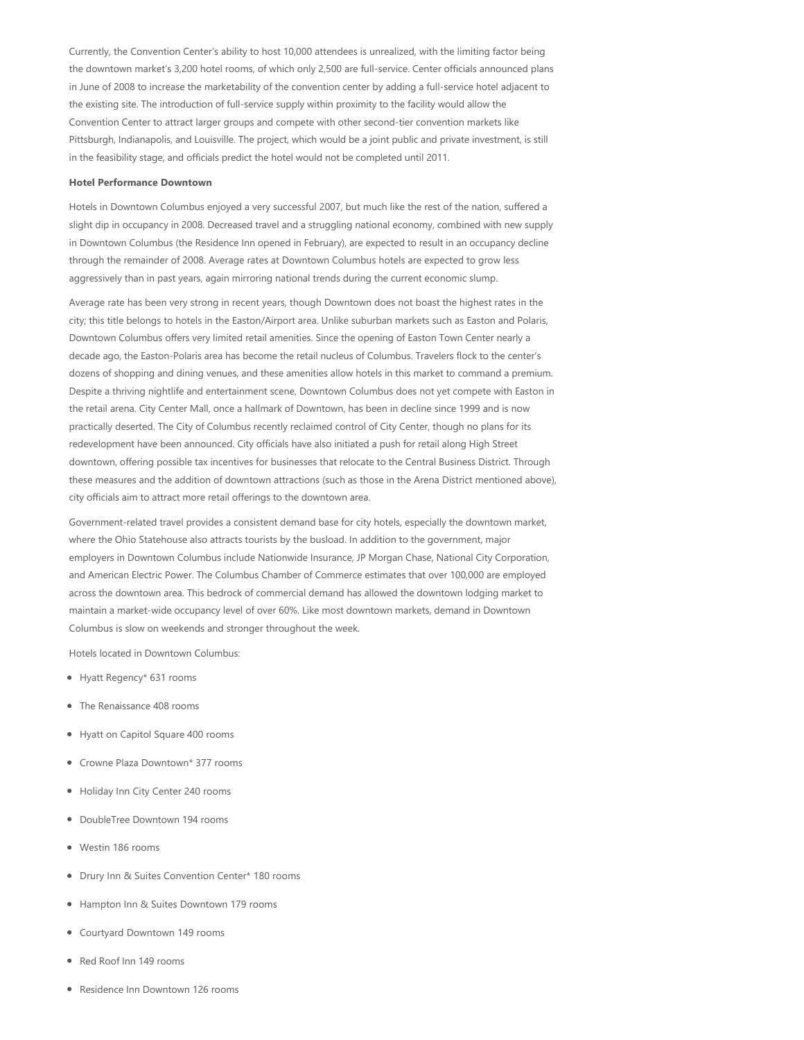Currently, the Convention Center's ability to host 10,000 attendees is unrealized, with the limiting factor being the downtown market's 3,200 hotel rooms, of which only 2,500 are full-service. Center officials announced plans in June of 2008 to increase the marketability of the convention center by adding a full-service hotel adjacent to the existing site. The introduction of full-service supply within proximity to the facility would allow the Convention Center to attract larger groups and compete with other second-tier convention markets like Pittsburgh, Indianapolis, and Louisville. The project, which would be a joint public and private investment, is still in the feasibility stage, and officials predict the hotel would not be completed until 2011.

**Hotel Performance Downtown**

Hotels in Downtown Columbus enjoyed a very successful 2007, but much like the rest of the nation, suffered a slight dip in occupancy in 2008. Decreased travel and a struggling national economy, combined with new supply in Downtown Columbus (the Residence Inn opened in February), are expected to result in an occupancy decline through the remainder of 2008. Average rates at Downtown Columbus hotels are expected to grow less aggressively than in past years, again mirroring national trends during the current economic slump.

Average rate has been very strong in recent years, though Downtown does not boast the highest rates in the city; this title belongs to hotels in the Easton/Airport area. Unlike suburban markets such as Easton and Polaris, Downtown Columbus offers very limited retail amenities. Since the opening of Easton Town Center nearly a decade ago, the Easton-Polaris area has become the retail nucleus of Columbus. Travelers flock to the center's dozens of shopping and dining venues, and these amenities allow hotels in this market to command a premium. Despite a thriving nightlife and entertainment scene, Downtown Columbus does not yet compete with Easton in the retail arena. City Center Mall, once a hallmark of Downtown, has been in decline since 1999 and is now practically deserted. The City of Columbus recently reclaimed control of City Center, though no plans for its redevelopment have been announced. City officials have also initiated a push for retail along High Street downtown, offering possible tax incentives for businesses that relocate to the Central Business District. Through these measures and the addition of downtown attractions (such as those in the Arena District mentioned above), city officials aim to attract more retail offerings to the downtown area.

Government-related travel provides a consistent demand base for city hotels, especially the downtown market, where the Ohio Statehouse also attracts tourists by the busload. In addition to the government, major employers in Downtown Columbus include Nationwide Insurance, JP Morgan Chase, National City Corporation, and American Electric Power. The Columbus Chamber of Commerce estimates that over 100,000 are employed across the downtown area. This bedrock of commercial demand has allowed the downtown lodging market to maintain a market-wide occupancy level of over 60%. Like most downtown markets, demand in Downtown Columbus is slow on weekends and stronger throughout the week.

Hotels located in Downtown Columbus:

- Hyatt Regency* 631 rooms
- The Renaissance 408 rooms
- Hyatt on Capitol Square 400 rooms
- Crowne Plaza Downtown* 377 rooms
- Holiday Inn City Center 240 rooms
- DoubleTree Downtown 194 rooms
- Westin 186 rooms
- Drury Inn & Suites Convention Center* 180 rooms
- Hampton Inn & Suites Downtown 179 rooms
- Courtyard Downtown 149 rooms
- Red Roof Inn 149 rooms
- Residence Inn Downtown 126 rooms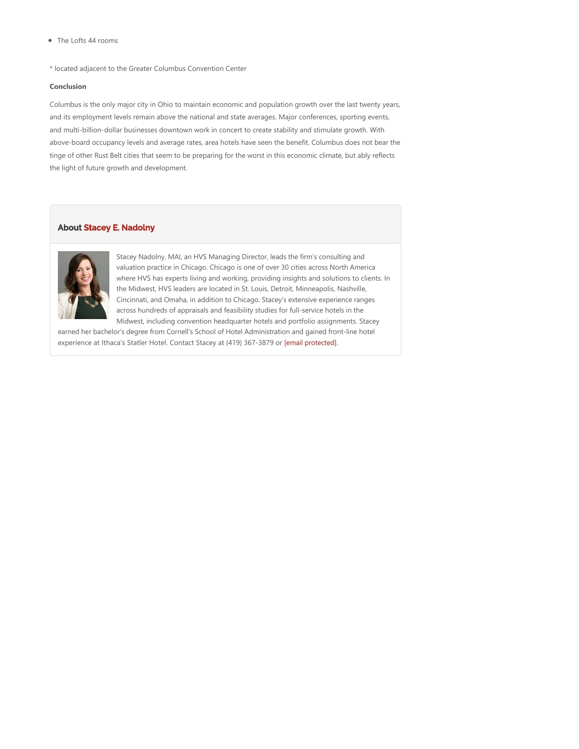- The Lofts 44 rooms

* located adjacent to the Greater Columbus Convention Center

**Conclusion**

Columbus is the only major city in Ohio to maintain economic and population growth over the last twenty years, and its employment levels remain above the national and state averages. Major conferences, sporting events, and multi-billion-dollar businesses downtown work in concert to create stability and stimulate growth. With above-board occupancy levels and average rates, area hotels have seen the benefit. Columbus does not bear the tinge of other Rust Belt cities that seem to be preparing for the worst in this economic climate, but ably reflects the light of future growth and development.

### About Stacey E. Nadolny

Stacey Nadolny, MAI, an HVS Managing Director, leads the firm's consulting and valuation practice in Chicago. Chicago is one of over 30 cities across North America where HVS has experts living and working, providing insights and solutions to clients. In the Midwest, HVS leaders are located in St. Louis, Detroit, Minneapolis, Nashville, Cincinnati, and Omaha, in addition to Chicago. Stacey's extensive experience ranges across hundreds of appraisals and feasibility studies for full-service hotels in the Midwest, including convention headquarter hotels and portfolio assignments. Stacey earned her bachelor's degree from Cornell's School of Hotel Administration and gained front-line hotel experience at Ithaca's Statler Hotel. Contact Stacey at (419) 367-3879 or [email protected].